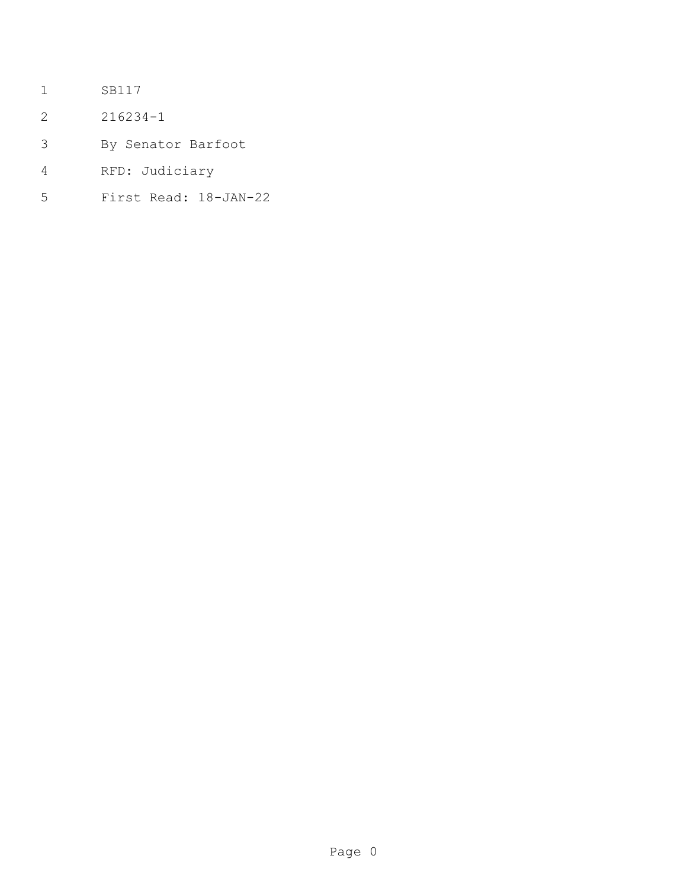SB117

216234-1

By Senator Barfoot

RFD: Judiciary

First Read: 18-JAN-22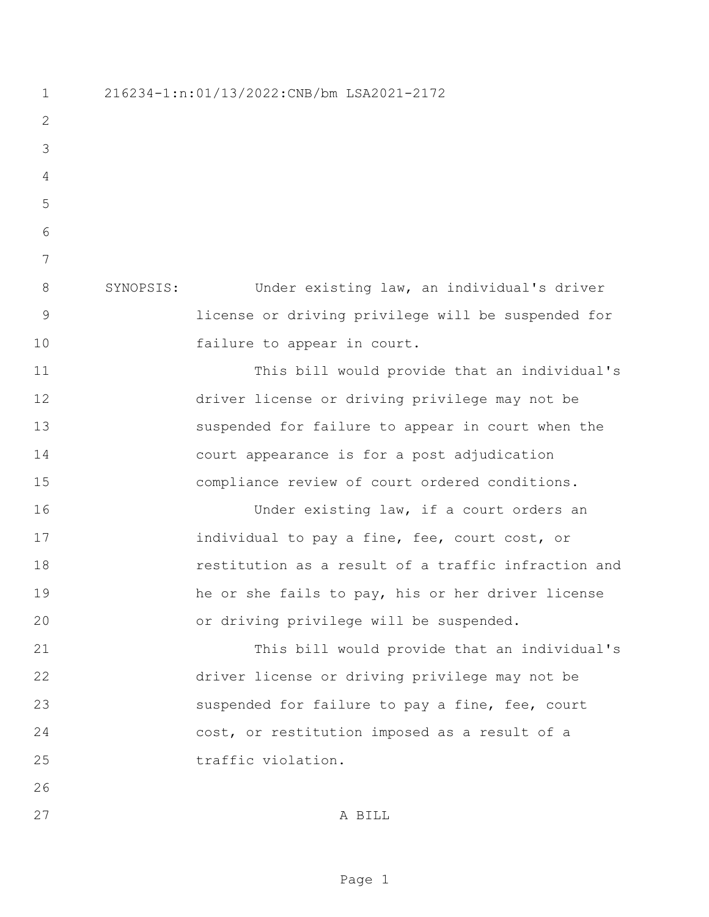216234-1:n:01/13/2022:CNB/bm LSA2021-2172

SYNOPSIS: Under existing law, an individual's driver license or driving privilege will be suspended for failure to appear in court.

This bill would provide that an individual's driver license or driving privilege may not be suspended for failure to appear in court when the court appearance is for a post adjudication compliance review of court ordered conditions.

Under existing law, if a court orders an individual to pay a fine, fee, court cost, or restitution as a result of a traffic infraction and he or she fails to pay, his or her driver license or driving privilege will be suspended.

This bill would provide that an individual's driver license or driving privilege may not be suspended for failure to pay a fine, fee, court cost, or restitution imposed as a result of a traffic violation.

A BILL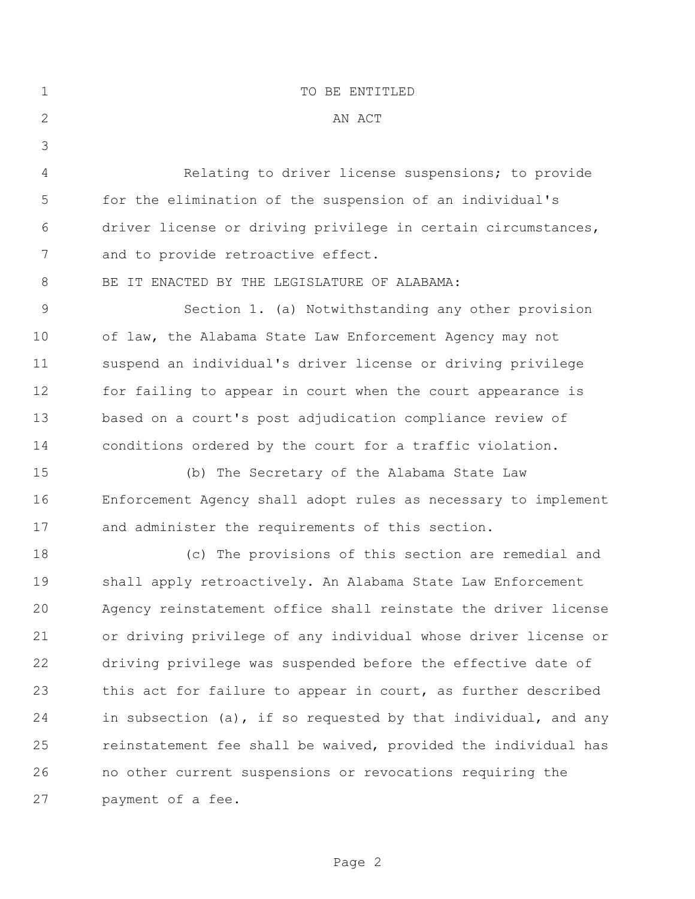TO BE ENTITLED

AN ACT

Relating to driver license suspensions; to provide for the elimination of the suspension of an individual's driver license or driving privilege in certain circumstances, and to provide retroactive effect.

BE IT ENACTED BY THE LEGISLATURE OF ALABAMA:

Section 1. (a) Notwithstanding any other provision of law, the Alabama State Law Enforcement Agency may not suspend an individual's driver license or driving privilege for failing to appear in court when the court appearance is based on a court's post adjudication compliance review of conditions ordered by the court for a traffic violation.

(b) The Secretary of the Alabama State Law Enforcement Agency shall adopt rules as necessary to implement and administer the requirements of this section.

(c) The provisions of this section are remedial and shall apply retroactively. An Alabama State Law Enforcement Agency reinstatement office shall reinstate the driver license or driving privilege of any individual whose driver license or driving privilege was suspended before the effective date of this act for failure to appear in court, as further described in subsection (a), if so requested by that individual, and any reinstatement fee shall be waived, provided the individual has no other current suspensions or revocations requiring the payment of a fee.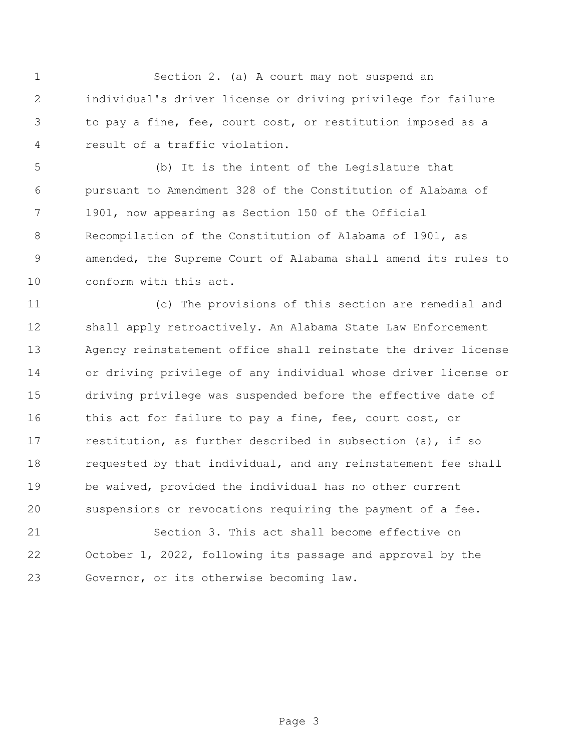Section 2. (a) A court may not suspend an individual's driver license or driving privilege for failure to pay a fine, fee, court cost, or restitution imposed as a result of a traffic violation.

(b) It is the intent of the Legislature that pursuant to Amendment 328 of the Constitution of Alabama of 1901, now appearing as Section 150 of the Official Recompilation of the Constitution of Alabama of 1901, as amended, the Supreme Court of Alabama shall amend its rules to conform with this act.

(c) The provisions of this section are remedial and shall apply retroactively. An Alabama State Law Enforcement Agency reinstatement office shall reinstate the driver license or driving privilege of any individual whose driver license or driving privilege was suspended before the effective date of this act for failure to pay a fine, fee, court cost, or restitution, as further described in subsection (a), if so requested by that individual, and any reinstatement fee shall be waived, provided the individual has no other current suspensions or revocations requiring the payment of a fee.

Section 3. This act shall become effective on October 1, 2022, following its passage and approval by the Governor, or its otherwise becoming law.